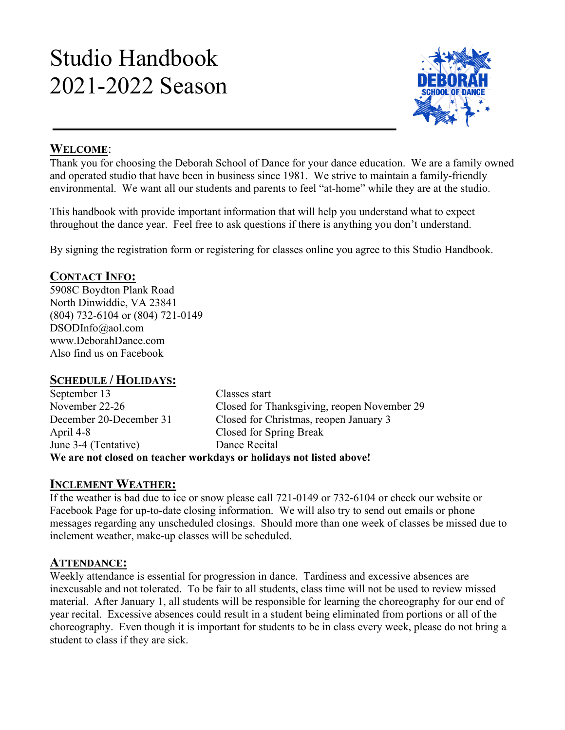# Studio Handbook
# 2021-2022 Season

## <u>WELCOME</u>:

Thank you for choosing the Deborah School of Dance for your dance education. We are a family owned and operated studio that have been in business since 1981. We strive to maintain a family-friendly environmental. We want all our students and parents to feel "at-home" while they are at the studio.

This handbook with provide important information that will help you understand what to expect throughout the dance year. Feel free to ask questions if there is anything you don't understand.

By signing the registration form or registering for classes online you agree to this Studio Handbook.

## <u>CONTACT INFO:</u>

5908C Boydton Plank Road
North Dinwiddie, VA 23841
(804) 732-6104 or (804) 721-0149
DSODInfo@aol.com
www.DeborahDance.com
Also find us on Facebook

## <u>SCHEDULE / HOLIDAYS:</u>

| | |
|---|---|
| September 13 | Classes start |
| November 22-26 | Closed for Thanksgiving, reopen November 29 |
| December 20-December 31 | Closed for Christmas, reopen January 3 |
| April 4-8 | Closed for Spring Break |
| June 3-4 (Tentative) | Dance Recital |

**We are not closed on teacher workdays or holidays not listed above!**

## <u>INCLEMENT WEATHER:</u>

If the weather is bad due to <u>ice</u> or <u>snow</u> please call 721-0149 or 732-6104 or check our website or Facebook Page for up-to-date closing information. We will also try to send out emails or phone messages regarding any unscheduled closings. Should more than one week of classes be missed due to inclement weather, make-up classes will be scheduled.

## <u>ATTENDANCE:</u>

Weekly attendance is essential for progression in dance. Tardiness and excessive absences are inexcusable and not tolerated. To be fair to all students, class time will not be used to review missed material. After January 1, all students will be responsible for learning the choreography for our end of year recital. Excessive absences could result in a student being eliminated from portions or all of the choreography. Even though it is important for students to be in class every week, please do not bring a student to class if they are sick.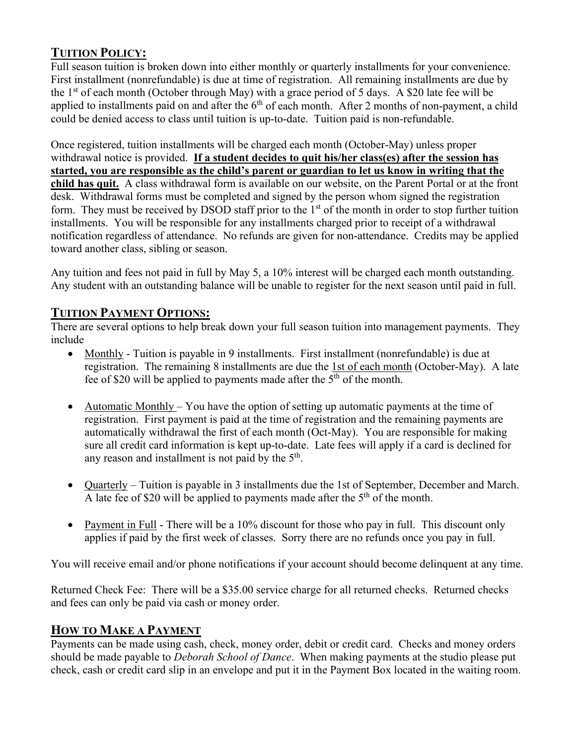## TUITION POLICY:

Full season tuition is broken down into either monthly or quarterly installments for your convenience. First installment (nonrefundable) is due at time of registration. All remaining installments are due by the 1st of each month (October through May) with a grace period of 5 days. A $20 late fee will be applied to installments paid on and after the 6th of each month. After 2 months of non-payment, a child could be denied access to class until tuition is up-to-date. Tuition paid is non-refundable.

Once registered, tuition installments will be charged each month (October-May) unless proper withdrawal notice is provided. **If a student decides to quit his/her class(es) after the session has started, you are responsible as the child's parent or guardian to let us know in writing that the child has quit.** A class withdrawal form is available on our website, on the Parent Portal or at the front desk. Withdrawal forms must be completed and signed by the person whom signed the registration form. They must be received by DSOD staff prior to the 1st of the month in order to stop further tuition installments. You will be responsible for any installments charged prior to receipt of a withdrawal notification regardless of attendance. No refunds are given for non-attendance. Credits may be applied toward another class, sibling or season.

Any tuition and fees not paid in full by May 5, a 10% interest will be charged each month outstanding. Any student with an outstanding balance will be unable to register for the next season until paid in full.

## TUITION PAYMENT OPTIONS:

There are several options to help break down your full season tuition into management payments. They include

- Monthly - Tuition is payable in 9 installments. First installment (nonrefundable) is due at registration. The remaining 8 installments are due the 1st of each month (October-May). A late fee of $20 will be applied to payments made after the 5th of the month.
- Automatic Monthly – You have the option of setting up automatic payments at the time of registration. First payment is paid at the time of registration and the remaining payments are automatically withdrawal the first of each month (Oct-May). You are responsible for making sure all credit card information is kept up-to-date. Late fees will apply if a card is declined for any reason and installment is not paid by the 5th.
- Quarterly – Tuition is payable in 3 installments due the 1st of September, December and March. A late fee of $20 will be applied to payments made after the 5th of the month.
- Payment in Full - There will be a 10% discount for those who pay in full. This discount only applies if paid by the first week of classes. Sorry there are no refunds once you pay in full.

You will receive email and/or phone notifications if your account should become delinquent at any time.

Returned Check Fee: There will be a $35.00 service charge for all returned checks. Returned checks and fees can only be paid via cash or money order.

## HOW TO MAKE A PAYMENT

Payments can be made using cash, check, money order, debit or credit card. Checks and money orders should be made payable to *Deborah School of Dance*. When making payments at the studio please put check, cash or credit card slip in an envelope and put it in the Payment Box located in the waiting room.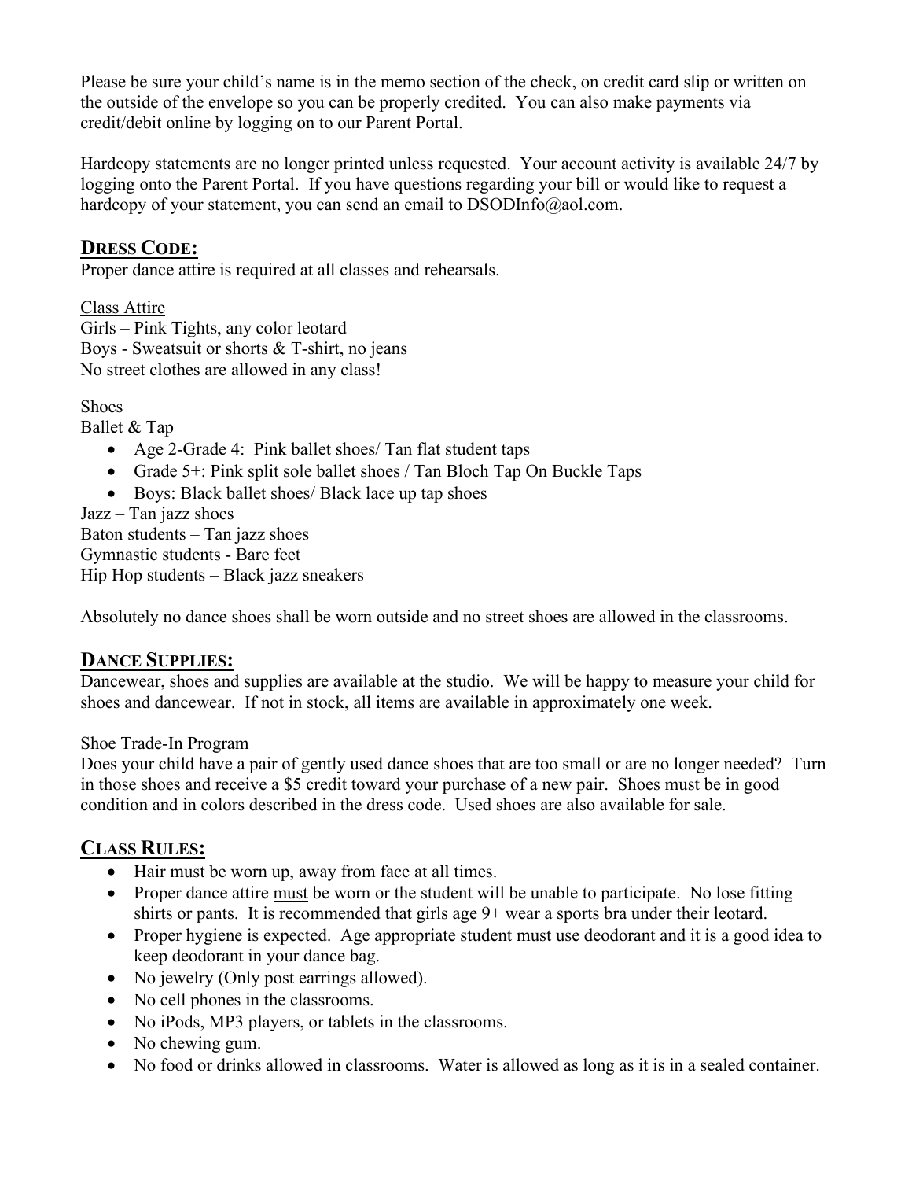Please be sure your child's name is in the memo section of the check, on credit card slip or written on the outside of the envelope so you can be properly credited. You can also make payments via credit/debit online by logging on to our Parent Portal.

Hardcopy statements are no longer printed unless requested. Your account activity is available 24/7 by logging onto the Parent Portal. If you have questions regarding your bill or would like to request a hardcopy of your statement, you can send an email to DSODInfo@aol.com.

## DRESS CODE:

Proper dance attire is required at all classes and rehearsals.

Class Attire

Girls – Pink Tights, any color leotard
Boys - Sweatsuit or shorts & T-shirt, no jeans
No street clothes are allowed in any class!

Shoes

Ballet & Tap

- Age 2-Grade 4: Pink ballet shoes/ Tan flat student taps
- Grade 5+: Pink split sole ballet shoes / Tan Bloch Tap On Buckle Taps
- Boys: Black ballet shoes/ Black lace up tap shoes

Jazz – Tan jazz shoes
Baton students – Tan jazz shoes
Gymnastic students - Bare feet
Hip Hop students – Black jazz sneakers

Absolutely no dance shoes shall be worn outside and no street shoes are allowed in the classrooms.

## DANCE SUPPLIES:

Dancewear, shoes and supplies are available at the studio. We will be happy to measure your child for shoes and dancewear. If not in stock, all items are available in approximately one week.

Shoe Trade-In Program

Does your child have a pair of gently used dance shoes that are too small or are no longer needed? Turn in those shoes and receive a $5 credit toward your purchase of a new pair. Shoes must be in good condition and in colors described in the dress code. Used shoes are also available for sale.

## CLASS RULES:

- Hair must be worn up, away from face at all times.
- Proper dance attire must be worn or the student will be unable to participate. No lose fitting shirts or pants. It is recommended that girls age 9+ wear a sports bra under their leotard.
- Proper hygiene is expected. Age appropriate student must use deodorant and it is a good idea to keep deodorant in your dance bag.
- No jewelry (Only post earrings allowed).
- No cell phones in the classrooms.
- No iPods, MP3 players, or tablets in the classrooms.
- No chewing gum.
- No food or drinks allowed in classrooms. Water is allowed as long as it is in a sealed container.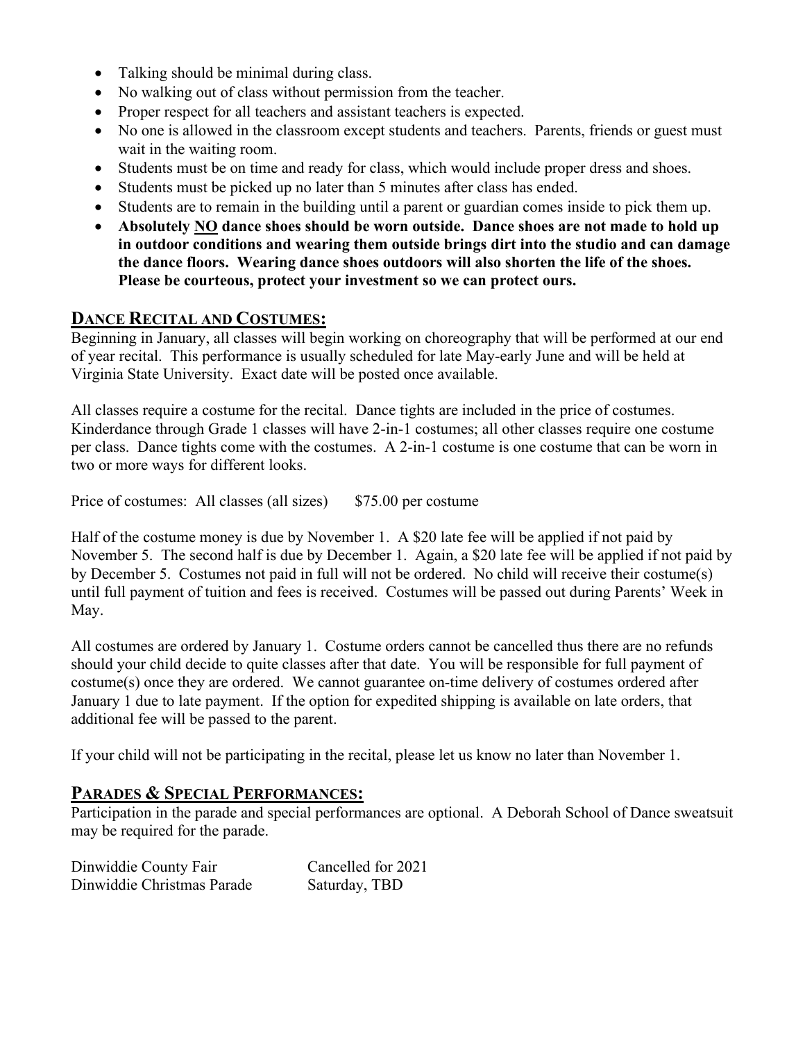- Talking should be minimal during class.
- No walking out of class without permission from the teacher.
- Proper respect for all teachers and assistant teachers is expected.
- No one is allowed in the classroom except students and teachers. Parents, friends or guest must wait in the waiting room.
- Students must be on time and ready for class, which would include proper dress and shoes.
- Students must be picked up no later than 5 minutes after class has ended.
- Students are to remain in the building until a parent or guardian comes inside to pick them up.
- **Absolutely <u>NO</u> dance shoes should be worn outside. Dance shoes are not made to hold up in outdoor conditions and wearing them outside brings dirt into the studio and can damage the dance floors. Wearing dance shoes outdoors will also shorten the life of the shoes. Please be courteous, protect your investment so we can protect ours.**

## Dance Recital and Costumes:

Beginning in January, all classes will begin working on choreography that will be performed at our end of year recital. This performance is usually scheduled for late May-early June and will be held at Virginia State University. Exact date will be posted once available.

All classes require a costume for the recital. Dance tights are included in the price of costumes. Kinderdance through Grade 1 classes will have 2-in-1 costumes; all other classes require one costume per class. Dance tights come with the costumes. A 2-in-1 costume is one costume that can be worn in two or more ways for different looks.

Price of costumes: All classes (all sizes) $75.00 per costume

Half of the costume money is due by November 1. A $20 late fee will be applied if not paid by November 5. The second half is due by December 1. Again, a $20 late fee will be applied if not paid by by December 5. Costumes not paid in full will not be ordered. No child will receive their costume(s) until full payment of tuition and fees is received. Costumes will be passed out during Parents' Week in May.

All costumes are ordered by January 1. Costume orders cannot be cancelled thus there are no refunds should your child decide to quite classes after that date. You will be responsible for full payment of costume(s) once they are ordered. We cannot guarantee on-time delivery of costumes ordered after January 1 due to late payment. If the option for expedited shipping is available on late orders, that additional fee will be passed to the parent.

If your child will not be participating in the recital, please let us know no later than November 1.

## Parades & Special Performances:

Participation in the parade and special performances are optional. A Deborah School of Dance sweatsuit may be required for the parade.

| | |
|---|---|
| Dinwiddie County Fair | Cancelled for 2021 |
| Dinwiddie Christmas Parade | Saturday, TBD |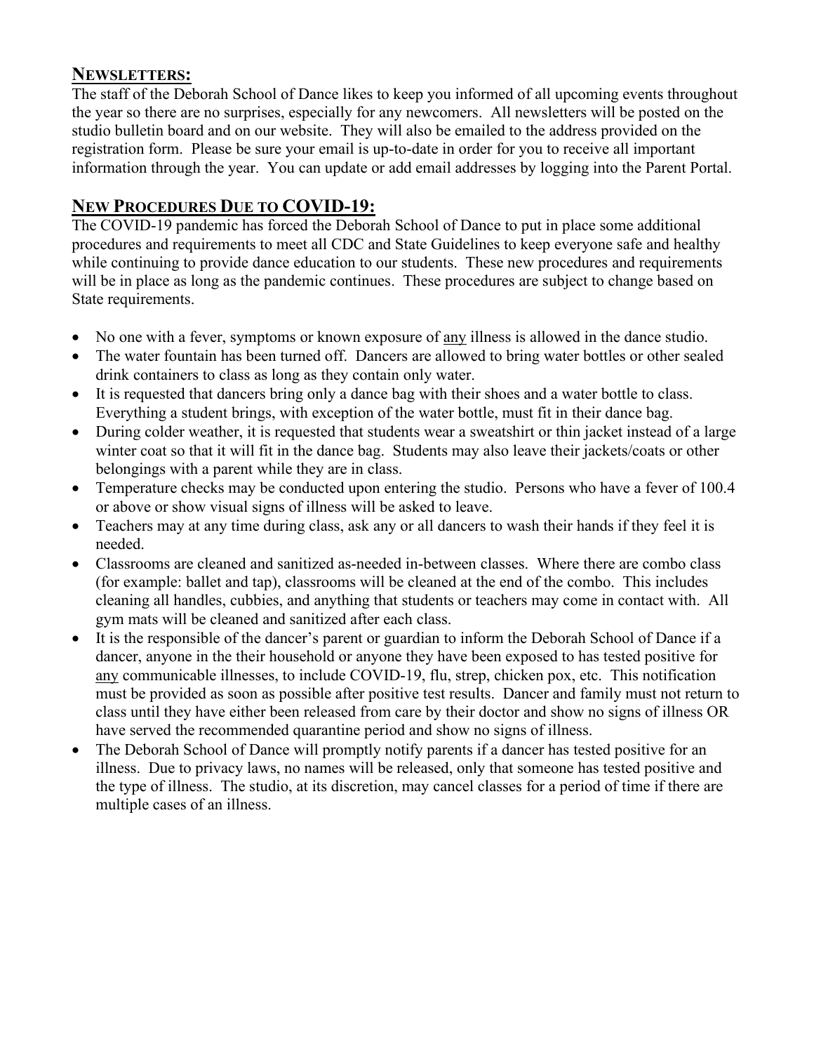## **NEWSLETTERS:**

The staff of the Deborah School of Dance likes to keep you informed of all upcoming events throughout the year so there are no surprises, especially for any newcomers. All newsletters will be posted on the studio bulletin board and on our website. They will also be emailed to the address provided on the registration form. Please be sure your email is up-to-date in order for you to receive all important information through the year. You can update or add email addresses by logging into the Parent Portal.

## **NEW PROCEDURES DUE TO COVID-19:**

The COVID-19 pandemic has forced the Deborah School of Dance to put in place some additional procedures and requirements to meet all CDC and State Guidelines to keep everyone safe and healthy while continuing to provide dance education to our students. These new procedures and requirements will be in place as long as the pandemic continues. These procedures are subject to change based on State requirements.

- No one with a fever, symptoms or known exposure of <u>any</u> illness is allowed in the dance studio.
- The water fountain has been turned off. Dancers are allowed to bring water bottles or other sealed drink containers to class as long as they contain only water.
- It is requested that dancers bring only a dance bag with their shoes and a water bottle to class. Everything a student brings, with exception of the water bottle, must fit in their dance bag.
- During colder weather, it is requested that students wear a sweatshirt or thin jacket instead of a large winter coat so that it will fit in the dance bag. Students may also leave their jackets/coats or other belongings with a parent while they are in class.
- Temperature checks may be conducted upon entering the studio. Persons who have a fever of 100.4 or above or show visual signs of illness will be asked to leave.
- Teachers may at any time during class, ask any or all dancers to wash their hands if they feel it is needed.
- Classrooms are cleaned and sanitized as-needed in-between classes. Where there are combo class (for example: ballet and tap), classrooms will be cleaned at the end of the combo. This includes cleaning all handles, cubbies, and anything that students or teachers may come in contact with. All gym mats will be cleaned and sanitized after each class.
- It is the responsible of the dancer's parent or guardian to inform the Deborah School of Dance if a dancer, anyone in the their household or anyone they have been exposed to has tested positive for <u>any</u> communicable illnesses, to include COVID-19, flu, strep, chicken pox, etc. This notification must be provided as soon as possible after positive test results. Dancer and family must not return to class until they have either been released from care by their doctor and show no signs of illness OR have served the recommended quarantine period and show no signs of illness.
- The Deborah School of Dance will promptly notify parents if a dancer has tested positive for an illness. Due to privacy laws, no names will be released, only that someone has tested positive and the type of illness. The studio, at its discretion, may cancel classes for a period of time if there are multiple cases of an illness.